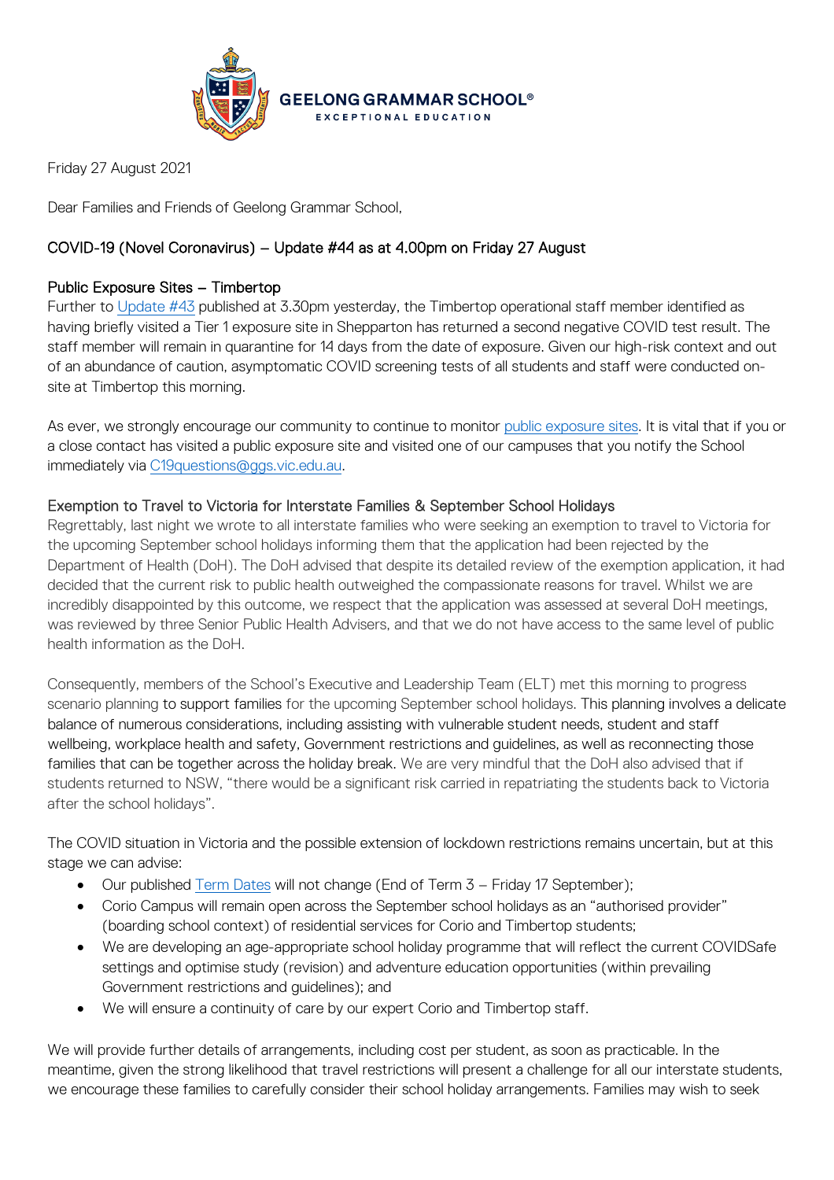GEELONG GRAMMAR SCHOOL®
EXCEPTIONAL EDUCATION

Friday 27 August 2021

Dear Families and Friends of Geelong Grammar School,

## COVID-19 (Novel Coronavirus) – Update #44 as at 4.00pm on Friday 27 August

### Public Exposure Sites – Timbertop

Further to Update #43 published at 3.30pm yesterday, the Timbertop operational staff member identified as having briefly visited a Tier 1 exposure site in Shepparton has returned a second negative COVID test result. The staff member will remain in quarantine for 14 days from the date of exposure. Given our high-risk context and out of an abundance of caution, asymptomatic COVID screening tests of all students and staff were conducted on-site at Timbertop this morning.

As ever, we strongly encourage our community to continue to monitor public exposure sites. It is vital that if you or a close contact has visited a public exposure site and visited one of our campuses that you notify the School immediately via C19questions@ggs.vic.edu.au.

### Exemption to Travel to Victoria for Interstate Families & September School Holidays

Regrettably, last night we wrote to all interstate families who were seeking an exemption to travel to Victoria for the upcoming September school holidays informing them that the application had been rejected by the Department of Health (DoH). The DoH advised that despite its detailed review of the exemption application, it had decided that the current risk to public health outweighed the compassionate reasons for travel. Whilst we are incredibly disappointed by this outcome, we respect that the application was assessed at several DoH meetings, was reviewed by three Senior Public Health Advisers, and that we do not have access to the same level of public health information as the DoH.

Consequently, members of the School's Executive and Leadership Team (ELT) met this morning to progress scenario planning to support families for the upcoming September school holidays. This planning involves a delicate balance of numerous considerations, including assisting with vulnerable student needs, student and staff wellbeing, workplace health and safety, Government restrictions and guidelines, as well as reconnecting those families that can be together across the holiday break. We are very mindful that the DoH also advised that if students returned to NSW, "there would be a significant risk carried in repatriating the students back to Victoria after the school holidays".

The COVID situation in Victoria and the possible extension of lockdown restrictions remains uncertain, but at this stage we can advise:

- Our published Term Dates will not change (End of Term 3 – Friday 17 September);
- Corio Campus will remain open across the September school holidays as an "authorised provider" (boarding school context) of residential services for Corio and Timbertop students;
- We are developing an age-appropriate school holiday programme that will reflect the current COVIDSafe settings and optimise study (revision) and adventure education opportunities (within prevailing Government restrictions and guidelines); and
- We will ensure a continuity of care by our expert Corio and Timbertop staff.

We will provide further details of arrangements, including cost per student, as soon as practicable. In the meantime, given the strong likelihood that travel restrictions will present a challenge for all our interstate students, we encourage these families to carefully consider their school holiday arrangements. Families may wish to seek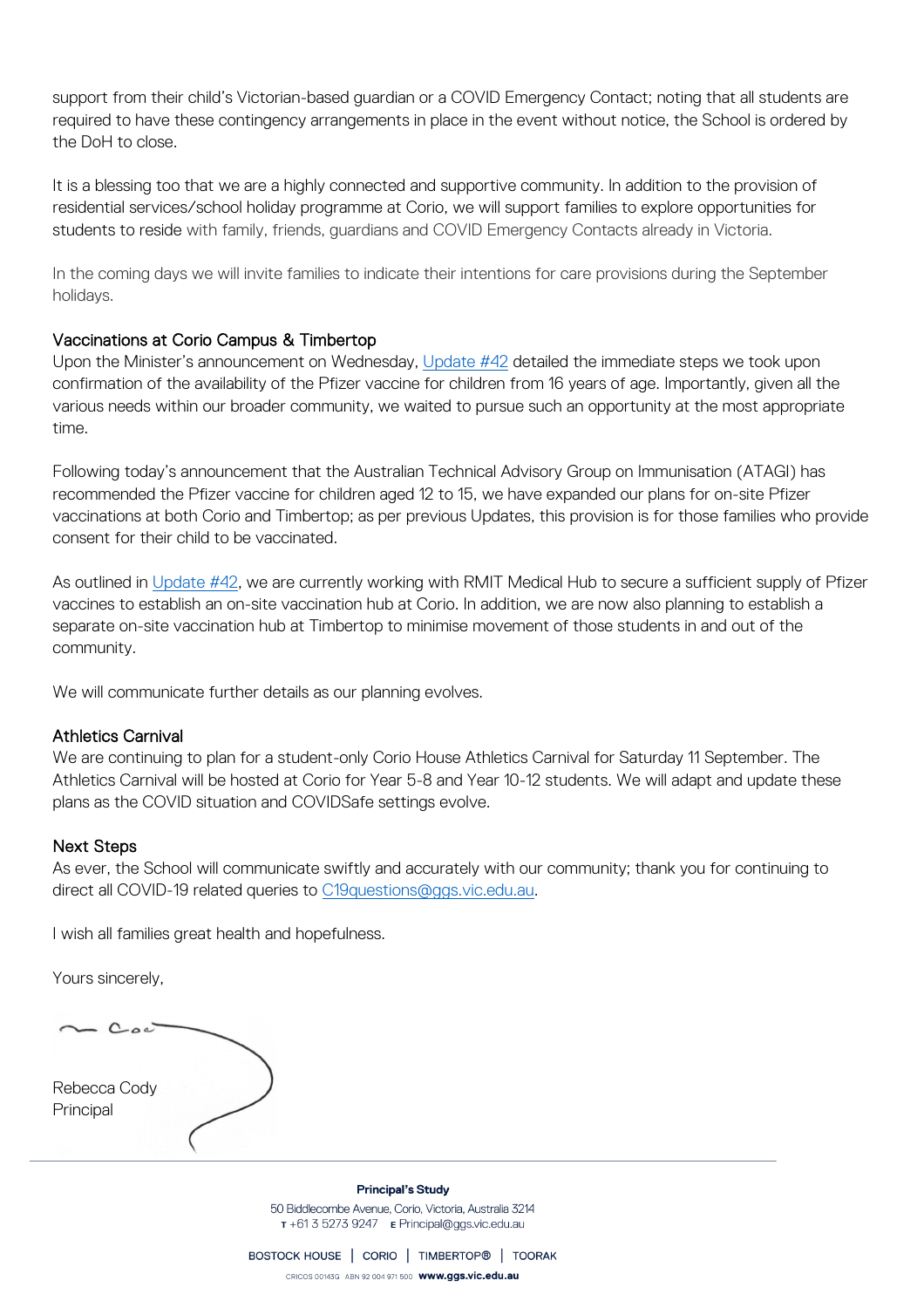support from their child's Victorian-based guardian or a COVID Emergency Contact; noting that all students are required to have these contingency arrangements in place in the event without notice, the School is ordered by the DoH to close.

It is a blessing too that we are a highly connected and supportive community. In addition to the provision of residential services/school holiday programme at Corio, we will support families to explore opportunities for students to reside with family, friends, guardians and COVID Emergency Contacts already in Victoria.

In the coming days we will invite families to indicate their intentions for care provisions during the September holidays.

### Vaccinations at Corio Campus & Timbertop

Upon the Minister's announcement on Wednesday, Update #42 detailed the immediate steps we took upon confirmation of the availability of the Pfizer vaccine for children from 16 years of age. Importantly, given all the various needs within our broader community, we waited to pursue such an opportunity at the most appropriate time.

Following today's announcement that the Australian Technical Advisory Group on Immunisation (ATAGI) has recommended the Pfizer vaccine for children aged 12 to 15, we have expanded our plans for on-site Pfizer vaccinations at both Corio and Timbertop; as per previous Updates, this provision is for those families who provide consent for their child to be vaccinated.

As outlined in Update #42, we are currently working with RMIT Medical Hub to secure a sufficient supply of Pfizer vaccines to establish an on-site vaccination hub at Corio. In addition, we are now also planning to establish a separate on-site vaccination hub at Timbertop to minimise movement of those students in and out of the community.

We will communicate further details as our planning evolves.

### Athletics Carnival

We are continuing to plan for a student-only Corio House Athletics Carnival for Saturday 11 September. The Athletics Carnival will be hosted at Corio for Year 5-8 and Year 10-12 students. We will adapt and update these plans as the COVID situation and COVIDSafe settings evolve.

### Next Steps

As ever, the School will communicate swiftly and accurately with our community; thank you for continuing to direct all COVID-19 related queries to C19questions@ggs.vic.edu.au.

I wish all families great health and hopefulness.

Yours sincerely,

Rebecca Cody
Principal

**Principal's Study**
50 Biddlecombe Avenue, Corio, Victoria, Australia 3214
T +61 3 5273 9247 E Principal@ggs.vic.edu.au

BOSTOCK HOUSE | CORIO | TIMBERTOP® | TOORAK

CRICOS 00143G ABN 92 004 971 500 **www.ggs.vic.edu.au**